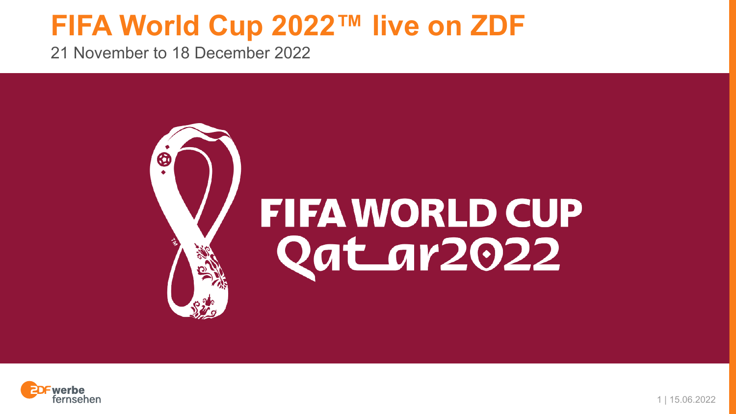# FIFA World Cup 2022™ live on ZDF

21 November to 18 December 2022

FIFA WORLD CUP Qatar2022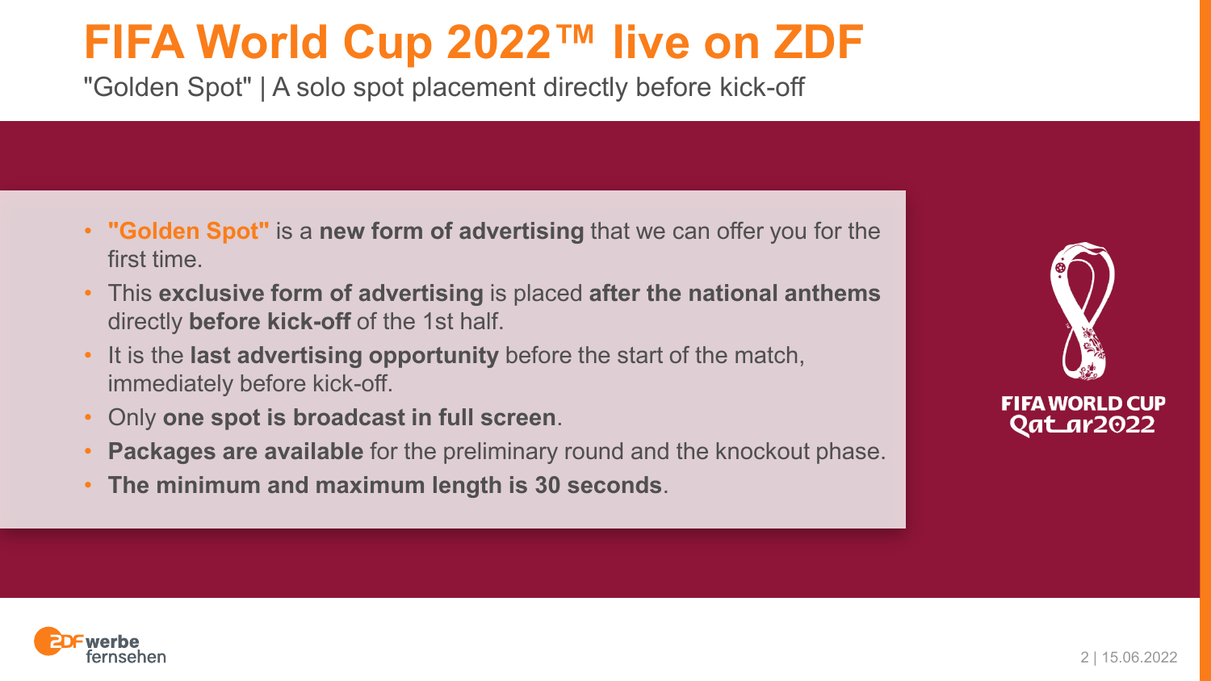# FIFA World Cup 2022™ live on ZDF

"Golden Spot" | A solo spot placement directly before kick-off

- **"Golden Spot"** is a **new form of advertising** that we can offer you for the first time.
- This **exclusive form of advertising** is placed **after the national anthems** directly **before kick-off** of the 1st half.
- It is the **last advertising opportunity** before the start of the match, immediately before kick-off.
- Only **one spot is broadcast in full screen**.
- **Packages are available** for the preliminary round and the knockout phase.
- **The minimum and maximum length is 30 seconds**.

FIFA WORLD CUP Qatar2022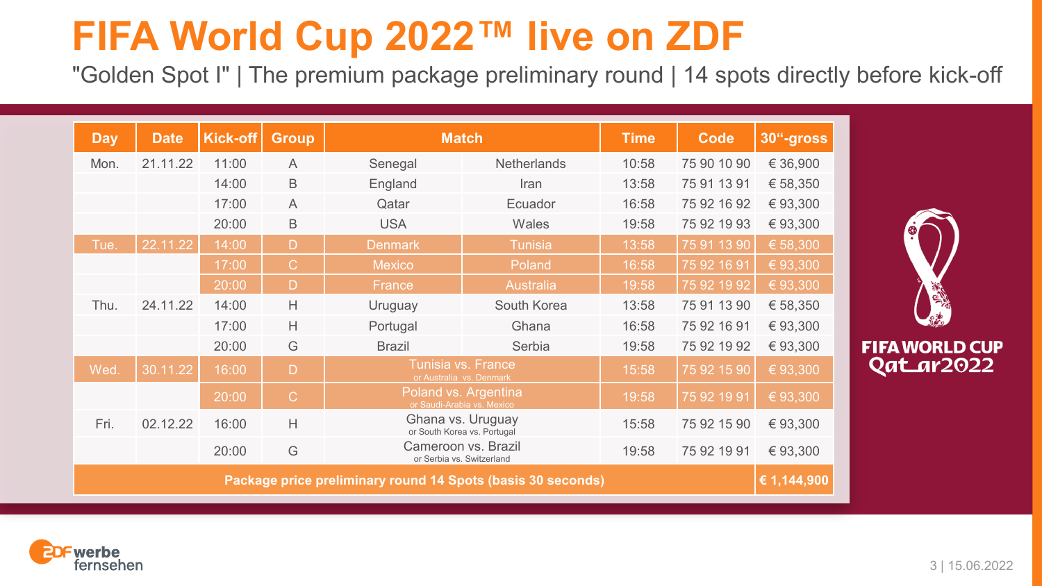# FIFA World Cup 2022™ live on ZDF

"Golden Spot I" | The premium package preliminary round | 14 spots directly before kick-off

| Day | Date | Kick-off | Group | Match | | Time | Code | 30"-gross |
|---|---|---|---|---|---|---|---|---|
| Mon. | 21.11.22 | 11:00 | A | Senegal | Netherlands | 10:58 | 75 90 10 90 | € 36,900 |
| | | 14:00 | B | England | Iran | 13:58 | 75 91 13 91 | € 58,350 |
| | | 17:00 | A | Qatar | Ecuador | 16:58 | 75 92 16 92 | € 93,300 |
| | | 20:00 | B | USA | Wales | 19:58 | 75 92 19 93 | € 93,300 |
| Tue. | 22.11.22 | 14:00 | D | Denmark | Tunisia | 13:58 | 75 91 13 90 | € 58,300 |
| | | 17:00 | C | Mexico | Poland | 16:58 | 75 92 16 91 | € 93,300 |
| | | 20:00 | D | France | Australia | 19:58 | 75 92 19 92 | € 93,300 |
| Thu. | 24.11.22 | 14:00 | H | Uruguay | South Korea | 13:58 | 75 91 13 90 | € 58,350 |
| | | 17:00 | H | Portugal | Ghana | 16:58 | 75 92 16 91 | € 93,300 |
| | | 20:00 | G | Brazil | Serbia | 19:58 | 75 92 19 92 | € 93,300 |
| Wed. | 30.11.22 | 16:00 | D | Tunisia vs. France or Australia vs. Denmark | | 15:58 | 75 92 15 90 | € 93,300 |
| | | 20:00 | C | Poland vs. Argentina or Saudi-Arabia vs. Mexico | | 19:58 | 75 92 19 91 | € 93,300 |
| Fri. | 02.12.22 | 16:00 | H | Ghana vs. Uruguay or South Korea vs. Portugal | | 15:58 | 75 92 15 90 | € 93,300 |
| | | 20:00 | G | Cameroon vs. Brazil or Serbia vs. Switzerland | | 19:58 | 75 92 19 91 | € 93,300 |
| **Package price preliminary round 14 Spots (basis 30 seconds)** | | | | | | | | **€ 1,144,900** |

FIFA WORLD CUP Qatar2022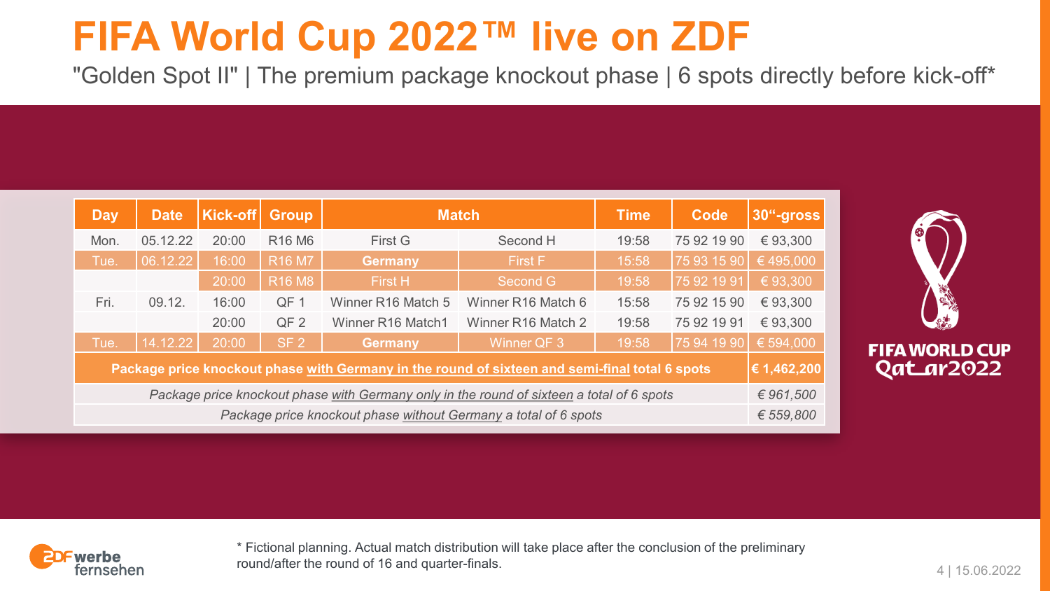# FIFA World Cup 2022™ live on ZDF

"Golden Spot II" | The premium package knockout phase | 6 spots directly before kick-off*

| Day | Date | Kick-off | Group | Match | | Time | Code | 30"-gross |
|---|---|---|---|---|---|---|---|---|
| Mon. | 05.12.22 | 20:00 | R16 M6 | First G | Second H | 19:58 | 75 92 19 90 | € 93,300 |
| Tue. | 06.12.22 | 16:00 | R16 M7 | **Germany** | First F | 15:58 | 75 93 15 90 | € 495,000 |
| | | 20:00 | R16 M8 | First H | Second G | 19:58 | 75 92 19 91 | € 93,300 |
| Fri. | 09.12. | 16:00 | QF 1 | Winner R16 Match 5 | Winner R16 Match 6 | 15:58 | 75 92 15 90 | € 93,300 |
| | | 20:00 | QF 2 | Winner R16 Match1 | Winner R16 Match 2 | 19:58 | 75 92 19 91 | € 93,300 |
| Tue. | 14.12.22 | 20:00 | SF 2 | **Germany** | Winner QF 3 | 19:58 | 75 94 19 90 | € 594,000 |
| **Package price knockout phase with Germany in the round of sixteen and semi-final total 6 spots** | | | | | | | | **€ 1,462,200** |
| *Package price knockout phase with Germany only in the round of sixteen a total of 6 spots* | | | | | | | | *€ 961,500* |
| *Package price knockout phase without Germany a total of 6 spots* | | | | | | | | *€ 559,800* |

FIFA WORLD CUP Qatar2022

ZDF werbefernsehen

\* Fictional planning. Actual match distribution will take place after the conclusion of the preliminary round/after the round of 16 and quarter-finals.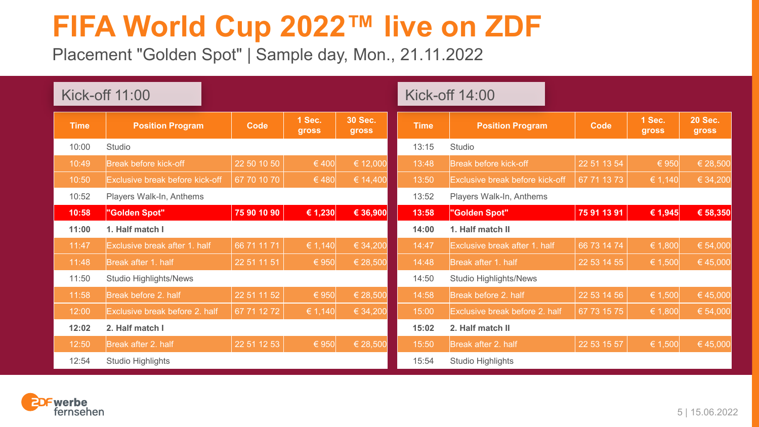# FIFA World Cup 2022™ live on ZDF

Placement "Golden Spot" | Sample day, Mon., 21.11.2022

## Kick-off 11:00

| Time | Position Program | Code | 1 Sec. gross | 30 Sec. gross |
|---|---|---|---|---|
| 10:00 | Studio | | | |
| 10:49 | Break before kick-off | 22 50 10 50 | € 400 | € 12,000 |
| 10:50 | Exclusive break before kick-off | 67 70 10 70 | € 480 | € 14,400 |
| 10:52 | Players Walk-In, Anthems | | | |
| **10:58** | **"Golden Spot"** | **75 90 10 90** | **€ 1,230** | **€ 36,900** |
| **11:00** | **1. Half match I** | | | |
| 11:47 | Exclusive break after 1. half | 66 71 11 71 | € 1,140 | € 34,200 |
| 11:48 | Break after 1. half | 22 51 11 51 | € 950 | € 28,500 |
| 11:50 | Studio Highlights/News | | | |
| 11:58 | Break before 2. half | 22 51 11 52 | € 950 | € 28,500 |
| 12:00 | Exclusive break before 2. half | 67 71 12 72 | € 1,140 | € 34,200 |
| **12:02** | **2. Half match I** | | | |
| 12:50 | Break after 2. half | 22 51 12 53 | € 950 | € 28,500 |
| 12:54 | Studio Highlights | | | |

## Kick-off 14:00

| Time | Position Program | Code | 1 Sec. gross | 20 Sec. gross |
|---|---|---|---|---|
| 13:15 | Studio | | | |
| 13:48 | Break before kick-off | 22 51 13 54 | € 950 | € 28,500 |
| 13:50 | Exclusive break before kick-off | 67 71 13 73 | € 1,140 | € 34,200 |
| 13:52 | Players Walk-In, Anthems | | | |
| **13:58** | **"Golden Spot"** | **75 91 13 91** | **€ 1,945** | **€ 58,350** |
| **14:00** | **1. Half match II** | | | |
| 14:47 | Exclusive break after 1. half | 66 73 14 74 | € 1,800 | € 54,000 |
| 14:48 | Break after 1. half | 22 53 14 55 | € 1,500 | € 45,000 |
| 14:50 | Studio Highlights/News | | | |
| 14:58 | Break before 2. half | 22 53 14 56 | € 1,500 | € 45,000 |
| 15:00 | Exclusive break before 2. half | 67 73 15 75 | € 1,800 | € 54,000 |
| **15:02** | **2. Half match II** | | | |
| 15:50 | Break after 2. half | 22 53 15 57 | € 1,500 | € 45,000 |
| 15:54 | Studio Highlights | | | |

ZDF werbe fernsehen

15.06.2022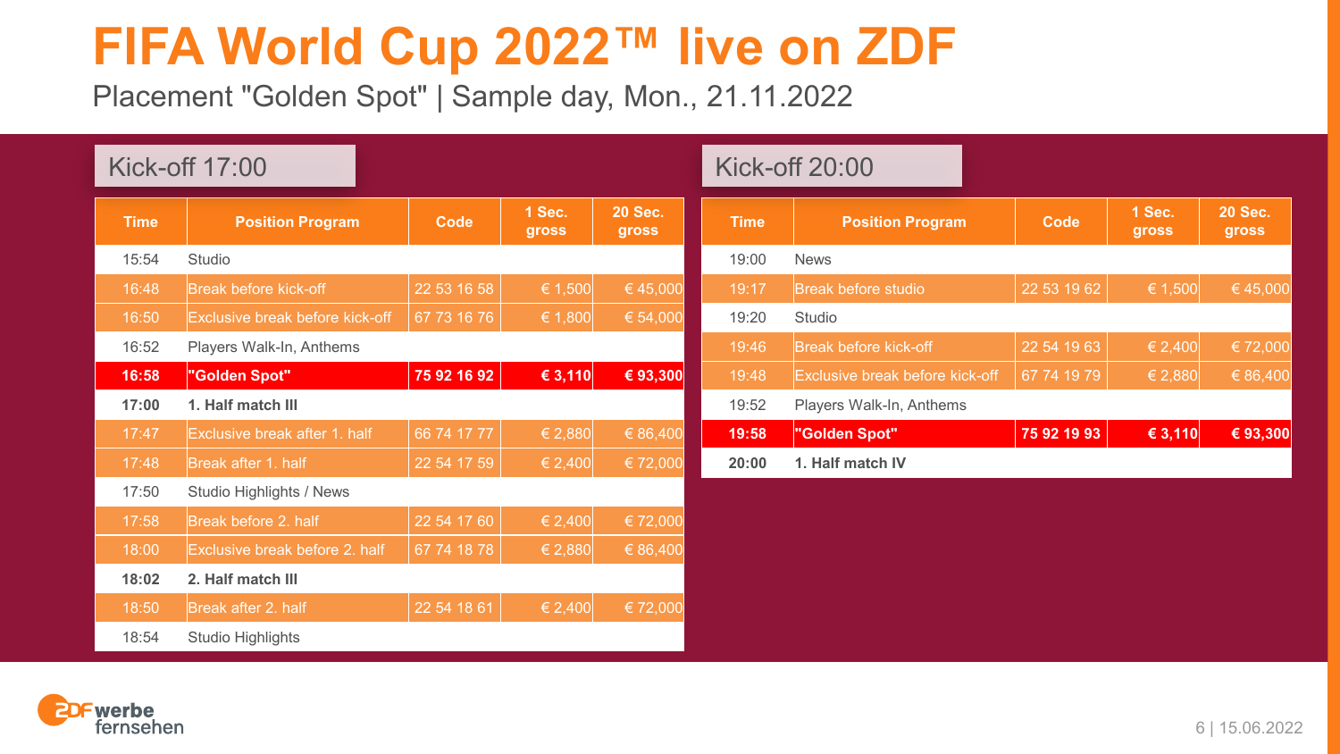# FIFA World Cup 2022™ live on ZDF

Placement "Golden Spot" | Sample day, Mon., 21.11.2022

## Kick-off 17:00

| Time | Position Program | Code | 1 Sec. gross | 20 Sec. gross |
|---|---|---|---|---|
| 15:54 | Studio | | | |
| 16:48 | Break before kick-off | 22 53 16 58 | € 1,500 | € 45,000 |
| 16:50 | Exclusive break before kick-off | 67 73 16 76 | € 1,800 | € 54,000 |
| 16:52 | Players Walk-In, Anthems | | | |
| **16:58** | **"Golden Spot"** | **75 92 16 92** | **€ 3,110** | **€ 93,300** |
| **17:00** | **1. Half match III** | | | |
| 17:47 | Exclusive break after 1. half | 66 74 17 77 | € 2,880 | € 86,400 |
| 17:48 | Break after 1. half | 22 54 17 59 | € 2,400 | € 72,000 |
| 17:50 | Studio Highlights / News | | | |
| 17:58 | Break before 2. half | 22 54 17 60 | € 2,400 | € 72,000 |
| 18:00 | Exclusive break before 2. half | 67 74 18 78 | € 2,880 | € 86,400 |
| **18:02** | **2. Half match III** | | | |
| 18:50 | Break after 2. half | 22 54 18 61 | € 2,400 | € 72,000 |
| 18:54 | Studio Highlights | | | |

## Kick-off 20:00

| Time | Position Program | Code | 1 Sec. gross | 20 Sec. gross |
|---|---|---|---|---|
| 19:00 | News | | | |
| 19:17 | Break before studio | 22 53 19 62 | € 1,500 | € 45,000 |
| 19:20 | Studio | | | |
| 19:46 | Break before kick-off | 22 54 19 63 | € 2,400 | € 72,000 |
| 19:48 | Exclusive break before kick-off | 67 74 19 79 | € 2,880 | € 86,400 |
| 19:52 | Players Walk-In, Anthems | | | |
| **19:58** | **"Golden Spot"** | **75 92 19 93** | **€ 3,110** | **€ 93,300** |
| **20:00** | **1. Half match IV** | | | |

ZDF werbefernsehen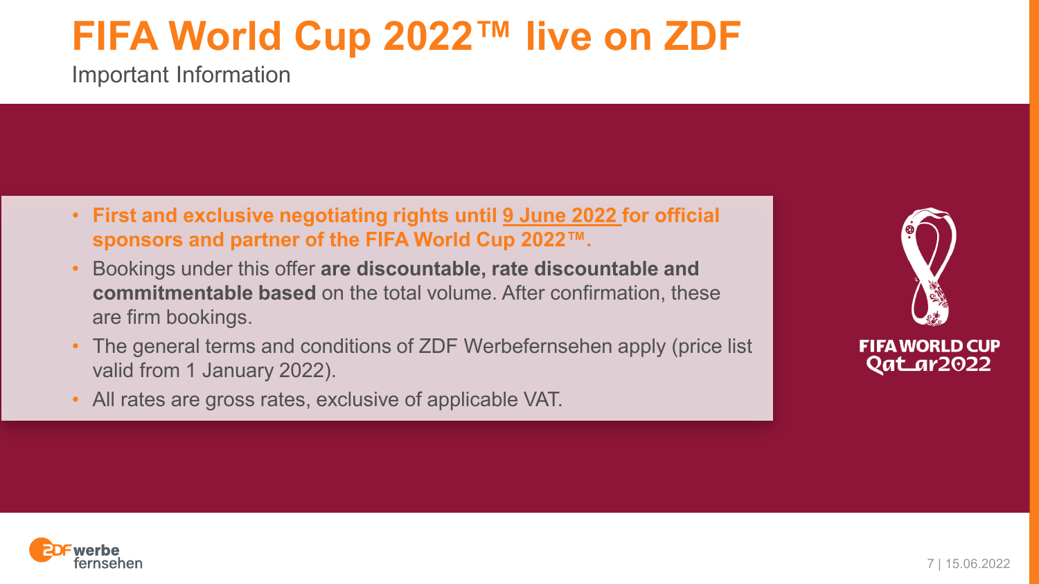# FIFA World Cup 2022™ live on ZDF

Important Information

- **First and exclusive negotiating rights until 9 June 2022 for official sponsors and partner of the FIFA World Cup 2022™.**
- Bookings under this offer **are discountable, rate discountable and commitmentable based** on the total volume. After confirmation, these are firm bookings.
- The general terms and conditions of ZDF Werbefernsehen apply (price list valid from 1 January 2022).
- All rates are gross rates, exclusive of applicable VAT.

FIFA WORLD CUP Qatar2022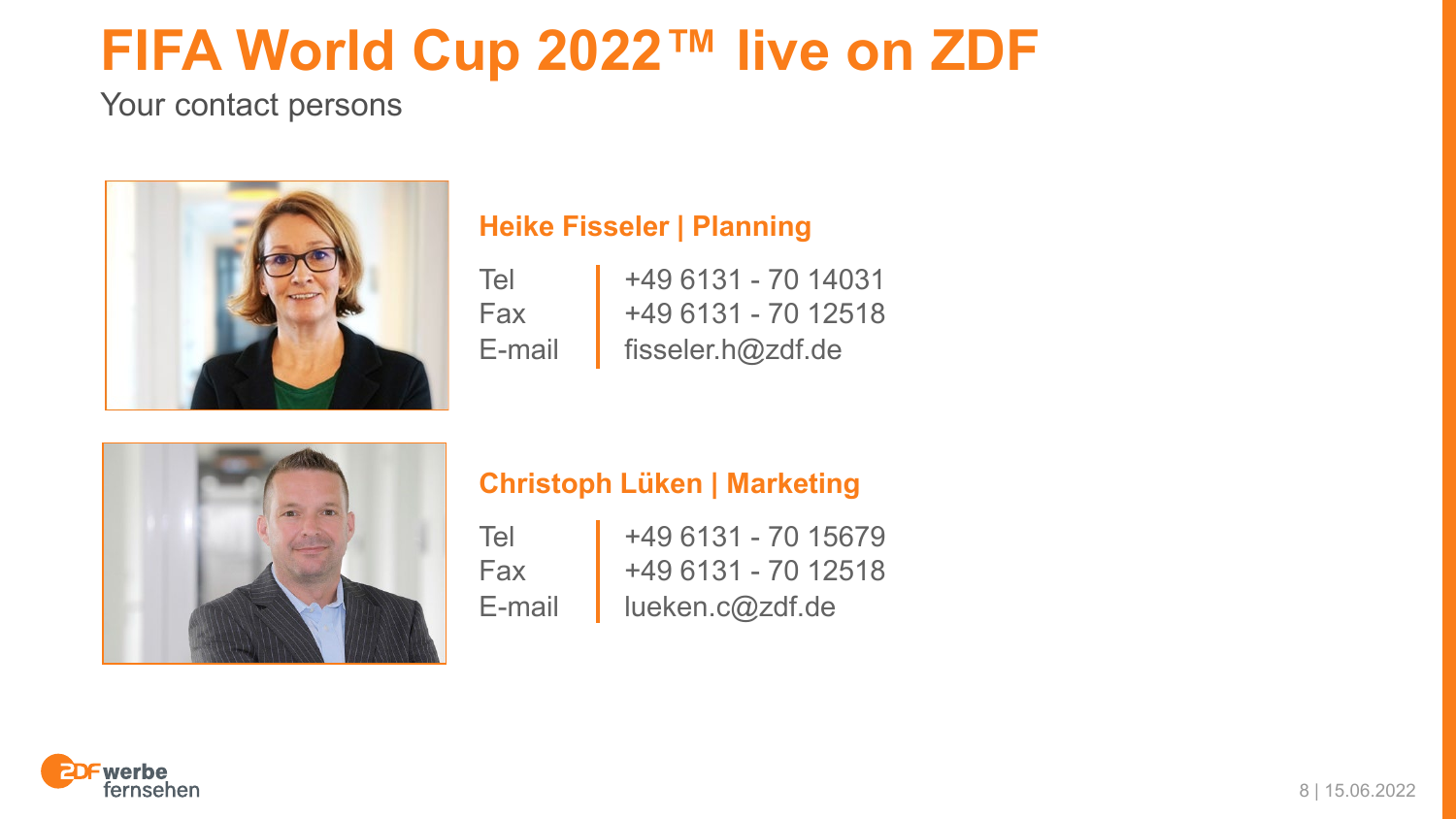# FIFA World Cup 2022™ live on ZDF

Your contact persons

### Heike Fisseler | Planning

| | |
|---|---|
| Tel | +49 6131 - 70 14031 |
| Fax | +49 6131 - 70 12518 |
| E-mail | fisseler.h@zdf.de |

### Christoph Lüken | Marketing

| | |
|---|---|
| Tel | +49 6131 - 70 15679 |
| Fax | +49 6131 - 70 12518 |
| E-mail | lueken.c@zdf.de |

ZDF werbefernsehen

15.06.2022